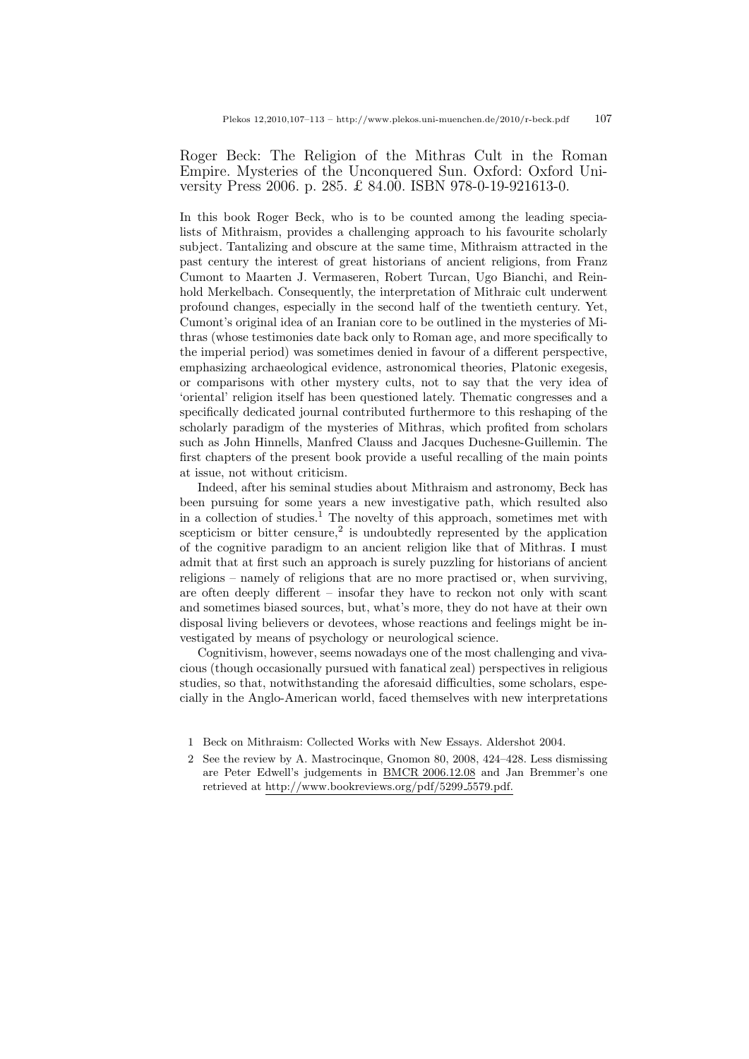Roger Beck: The Religion of the Mithras Cult in the Roman Empire. Mysteries of the Unconquered Sun. Oxford: Oxford University Press 2006. p. 285. £ 84.00. ISBN 978-0-19-921613-0.

In this book Roger Beck, who is to be counted among the leading specialists of Mithraism, provides a challenging approach to his favourite scholarly subject. Tantalizing and obscure at the same time, Mithraism attracted in the past century the interest of great historians of ancient religions, from Franz Cumont to Maarten J. Vermaseren, Robert Turcan, Ugo Bianchi, and Reinhold Merkelbach. Consequently, the interpretation of Mithraic cult underwent profound changes, especially in the second half of the twentieth century. Yet, Cumont's original idea of an Iranian core to be outlined in the mysteries of Mithras (whose testimonies date back only to Roman age, and more specifically to the imperial period) was sometimes denied in favour of a different perspective, emphasizing archaeological evidence, astronomical theories, Platonic exegesis, or comparisons with other mystery cults, not to say that the very idea of 'oriental' religion itself has been questioned lately. Thematic congresses and a specifically dedicated journal contributed furthermore to this reshaping of the scholarly paradigm of the mysteries of Mithras, which profited from scholars such as John Hinnells, Manfred Clauss and Jacques Duchesne-Guillemin. The first chapters of the present book provide a useful recalling of the main points at issue, not without criticism.

Indeed, after his seminal studies about Mithraism and astronomy, Beck has been pursuing for some years a new investigative path, which resulted also in a collection of studies.[1] The novelty of this approach, sometimes met with scepticism or bitter censure,[2] is undoubtedly represented by the application of the cognitive paradigm to an ancient religion like that of Mithras. I must admit that at first such an approach is surely puzzling for historians of ancient religions – namely of religions that are no more practised or, when surviving, are often deeply different – insofar they have to reckon not only with scant and sometimes biased sources, but, what's more, they do not have at their own disposal living believers or devotees, whose reactions and feelings might be investigated by means of psychology or neurological science.

Cognitivism, however, seems nowadays one of the most challenging and vivacious (though occasionally pursued with fanatical zeal) perspectives in religious studies, so that, notwithstanding the aforesaid difficulties, some scholars, especially in the Anglo-American world, faced themselves with new interpretations

1 Beck on Mithraism: Collected Works with New Essays. Aldershot 2004.

2 See the review by A. Mastrocinque, Gnomon 80, 2008, 424–428. Less dismissing are Peter Edwell's judgements in BMCR 2006.12.08 and Jan Bremmer's one retrieved at http://www.bookreviews.org/pdf/5299_5579.pdf.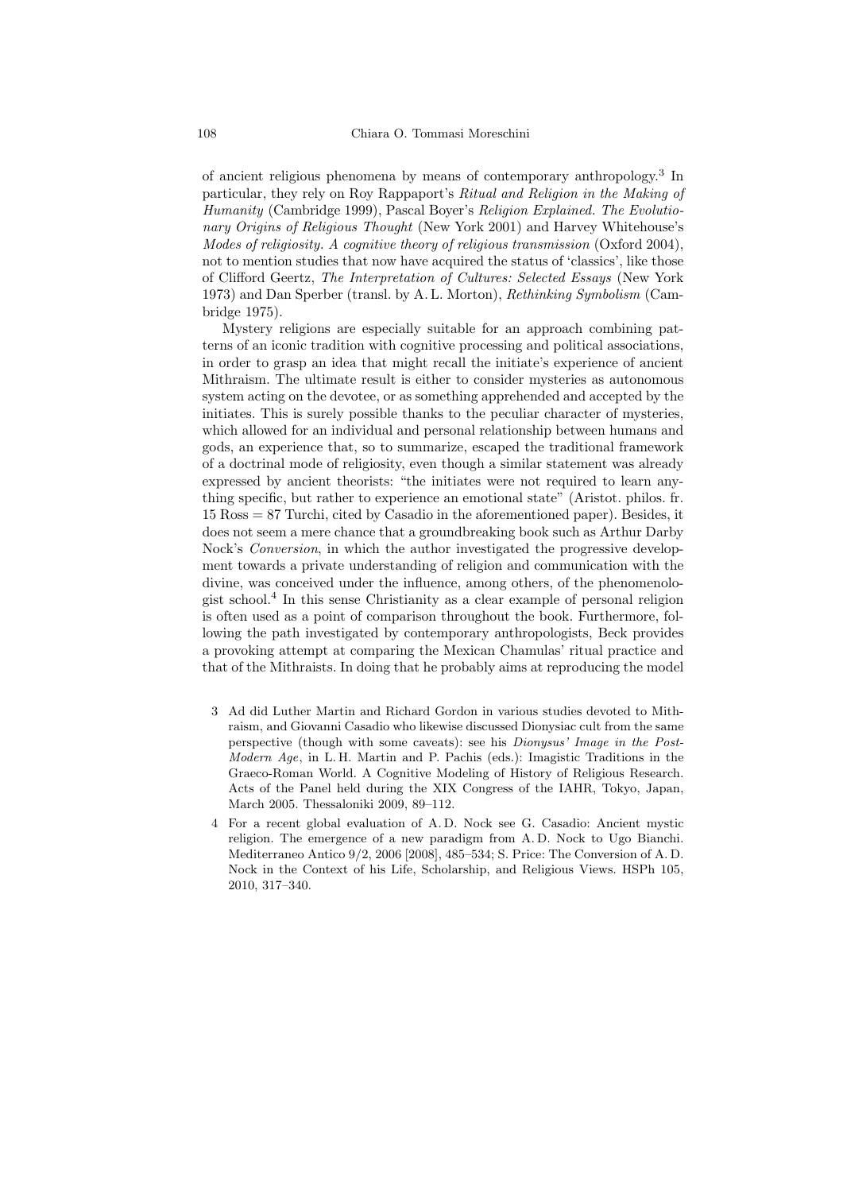of ancient religious phenomena by means of contemporary anthropology.[3] In particular, they rely on Roy Rappaport's *Ritual and Religion in the Making of Humanity* (Cambridge 1999), Pascal Boyer's *Religion Explained. The Evolutionary Origins of Religious Thought* (New York 2001) and Harvey Whitehouse's *Modes of religiosity. A cognitive theory of religious transmission* (Oxford 2004), not to mention studies that now have acquired the status of 'classics', like those of Clifford Geertz, *The Interpretation of Cultures: Selected Essays* (New York 1973) and Dan Sperber (transl. by A. L. Morton), *Rethinking Symbolism* (Cambridge 1975).

Mystery religions are especially suitable for an approach combining patterns of an iconic tradition with cognitive processing and political associations, in order to grasp an idea that might recall the initiate's experience of ancient Mithraism. The ultimate result is either to consider mysteries as autonomous system acting on the devotee, or as something apprehended and accepted by the initiates. This is surely possible thanks to the peculiar character of mysteries, which allowed for an individual and personal relationship between humans and gods, an experience that, so to summarize, escaped the traditional framework of a doctrinal mode of religiosity, even though a similar statement was already expressed by ancient theorists: "the initiates were not required to learn anything specific, but rather to experience an emotional state" (Aristot. philos. fr. 15 Ross = 87 Turchi, cited by Casadio in the aforementioned paper). Besides, it does not seem a mere chance that a groundbreaking book such as Arthur Darby Nock's *Conversion*, in which the author investigated the progressive development towards a private understanding of religion and communication with the divine, was conceived under the influence, among others, of the phenomenologist school.[4] In this sense Christianity as a clear example of personal religion is often used as a point of comparison throughout the book. Furthermore, following the path investigated by contemporary anthropologists, Beck provides a provoking attempt at comparing the Mexican Chamulas' ritual practice and that of the Mithraists. In doing that he probably aims at reproducing the model

3 Ad did Luther Martin and Richard Gordon in various studies devoted to Mithraism, and Giovanni Casadio who likewise discussed Dionysiac cult from the same perspective (though with some caveats): see his *Dionysus' Image in the Post-Modern Age*, in L. H. Martin and P. Pachis (eds.): Imagistic Traditions in the Graeco-Roman World. A Cognitive Modeling of History of Religious Research. Acts of the Panel held during the XIX Congress of the IAHR, Tokyo, Japan, March 2005. Thessaloniki 2009, 89–112.

4 For a recent global evaluation of A. D. Nock see G. Casadio: Ancient mystic religion. The emergence of a new paradigm from A. D. Nock to Ugo Bianchi. Mediterraneo Antico 9/2, 2006 [2008], 485–534; S. Price: The Conversion of A. D. Nock in the Context of his Life, Scholarship, and Religious Views. HSPh 105, 2010, 317–340.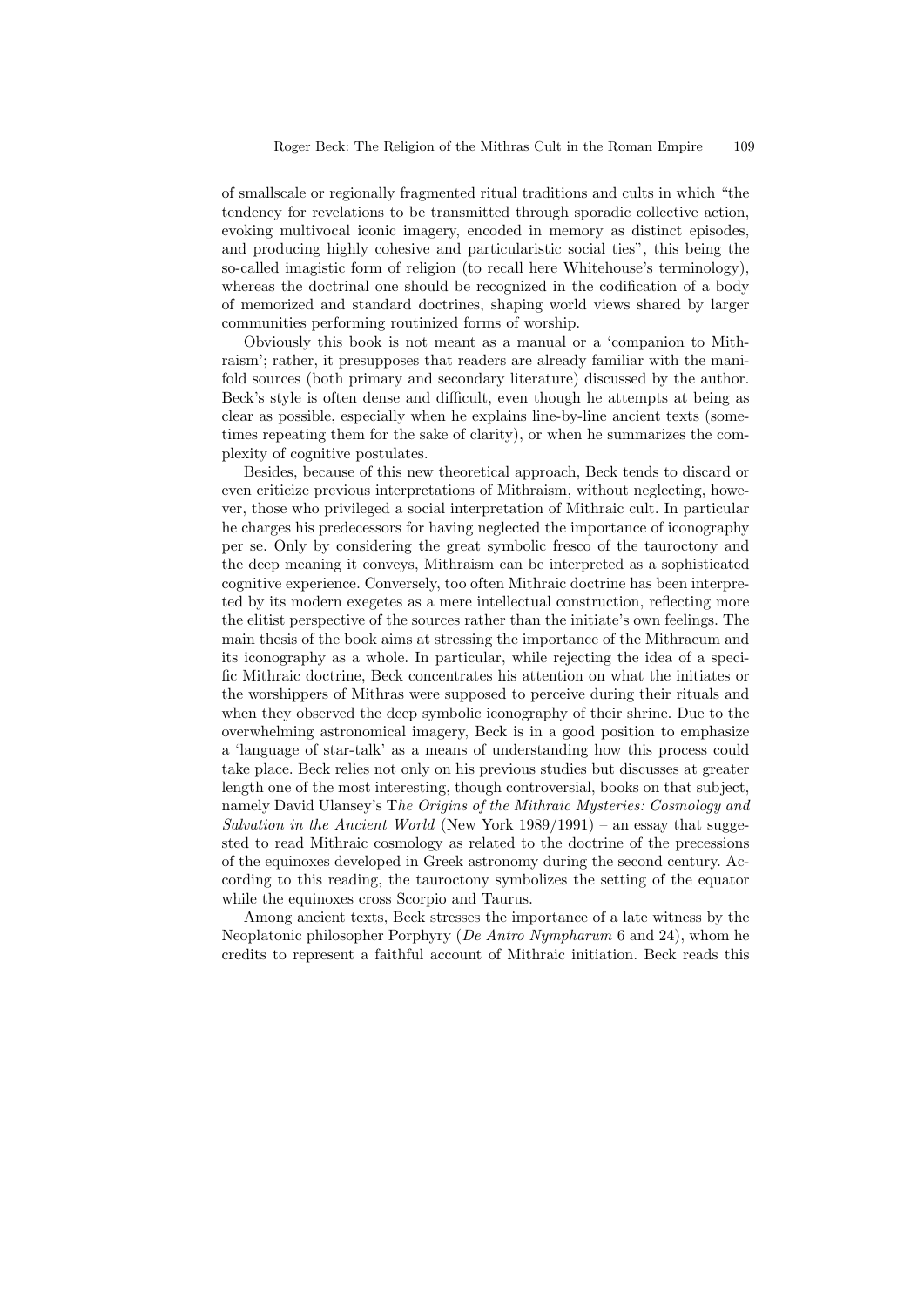of smallscale or regionally fragmented ritual traditions and cults in which "the tendency for revelations to be transmitted through sporadic collective action, evoking multivocal iconic imagery, encoded in memory as distinct episodes, and producing highly cohesive and particularistic social ties", this being the so-called imagistic form of religion (to recall here Whitehouse's terminology), whereas the doctrinal one should be recognized in the codification of a body of memorized and standard doctrines, shaping world views shared by larger communities performing routinized forms of worship.

Obviously this book is not meant as a manual or a 'companion to Mithraism'; rather, it presupposes that readers are already familiar with the manifold sources (both primary and secondary literature) discussed by the author. Beck's style is often dense and difficult, even though he attempts at being as clear as possible, especially when he explains line-by-line ancient texts (sometimes repeating them for the sake of clarity), or when he summarizes the complexity of cognitive postulates.

Besides, because of this new theoretical approach, Beck tends to discard or even criticize previous interpretations of Mithraism, without neglecting, however, those who privileged a social interpretation of Mithraic cult. In particular he charges his predecessors for having neglected the importance of iconography per se. Only by considering the great symbolic fresco of the tauroctony and the deep meaning it conveys, Mithraism can be interpreted as a sophisticated cognitive experience. Conversely, too often Mithraic doctrine has been interpreted by its modern exegetes as a mere intellectual construction, reflecting more the elitist perspective of the sources rather than the initiate's own feelings. The main thesis of the book aims at stressing the importance of the Mithraeum and its iconography as a whole. In particular, while rejecting the idea of a specific Mithraic doctrine, Beck concentrates his attention on what the initiates or the worshippers of Mithras were supposed to perceive during their rituals and when they observed the deep symbolic iconography of their shrine. Due to the overwhelming astronomical imagery, Beck is in a good position to emphasize a 'language of star-talk' as a means of understanding how this process could take place. Beck relies not only on his previous studies but discusses at greater length one of the most interesting, though controversial, books on that subject, namely David Ulansey's T*he Origins of the Mithraic Mysteries: Cosmology and Salvation in the Ancient World* (New York 1989/1991) – an essay that suggested to read Mithraic cosmology as related to the doctrine of the precessions of the equinoxes developed in Greek astronomy during the second century. According to this reading, the tauroctony symbolizes the setting of the equator while the equinoxes cross Scorpio and Taurus.

Among ancient texts, Beck stresses the importance of a late witness by the Neoplatonic philosopher Porphyry (*De Antro Nympharum* 6 and 24), whom he credits to represent a faithful account of Mithraic initiation. Beck reads this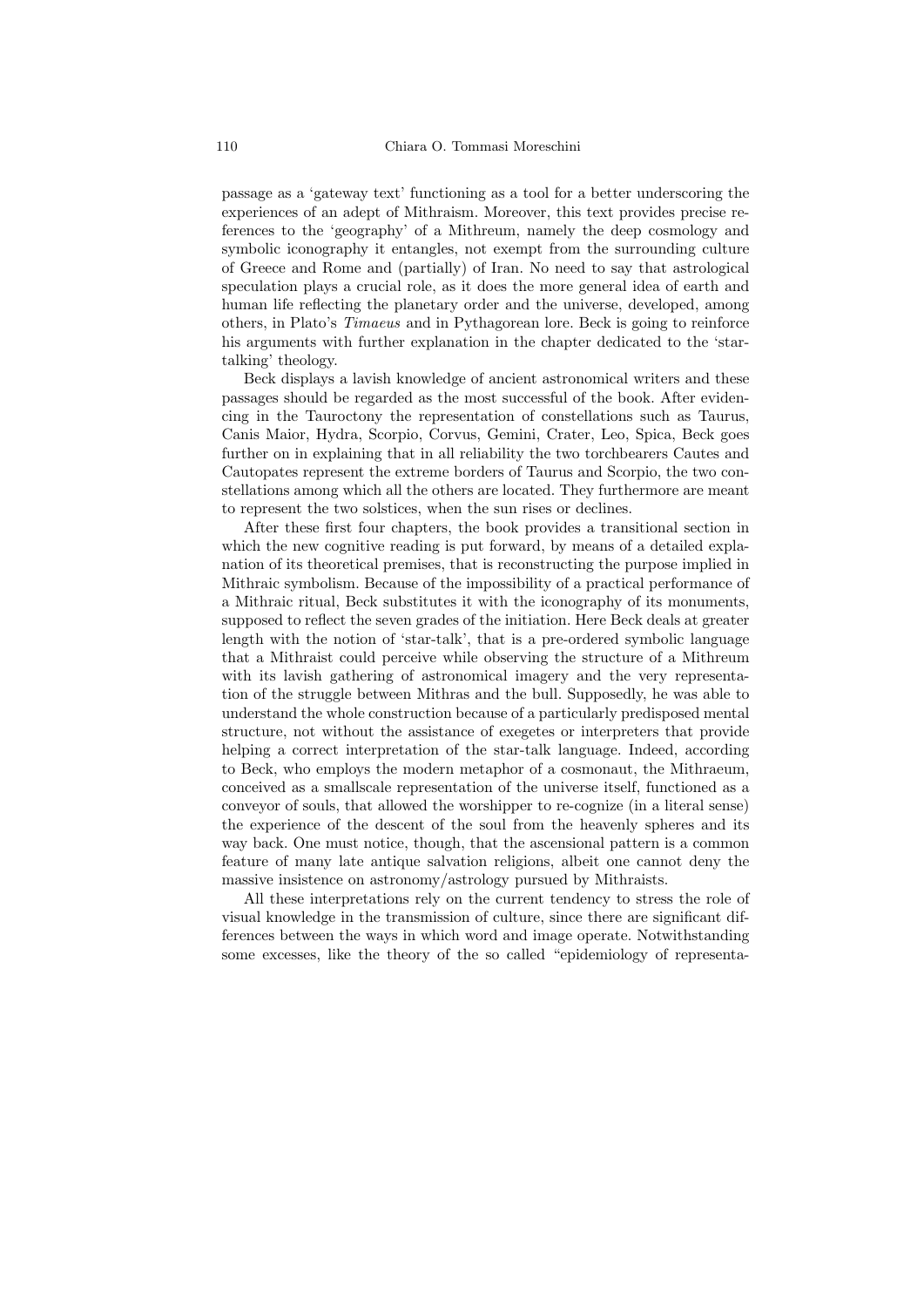passage as a 'gateway text' functioning as a tool for a better underscoring the experiences of an adept of Mithraism. Moreover, this text provides precise references to the 'geography' of a Mithreum, namely the deep cosmology and symbolic iconography it entangles, not exempt from the surrounding culture of Greece and Rome and (partially) of Iran. No need to say that astrological speculation plays a crucial role, as it does the more general idea of earth and human life reflecting the planetary order and the universe, developed, among others, in Plato's *Timaeus* and in Pythagorean lore. Beck is going to reinforce his arguments with further explanation in the chapter dedicated to the 'star-talking' theology.

Beck displays a lavish knowledge of ancient astronomical writers and these passages should be regarded as the most successful of the book. After evidencing in the Tauroctony the representation of constellations such as Taurus, Canis Maior, Hydra, Scorpio, Corvus, Gemini, Crater, Leo, Spica, Beck goes further on in explaining that in all reliability the two torchbearers Cautes and Cautopates represent the extreme borders of Taurus and Scorpio, the two constellations among which all the others are located. They furthermore are meant to represent the two solstices, when the sun rises or declines.

After these first four chapters, the book provides a transitional section in which the new cognitive reading is put forward, by means of a detailed explanation of its theoretical premises, that is reconstructing the purpose implied in Mithraic symbolism. Because of the impossibility of a practical performance of a Mithraic ritual, Beck substitutes it with the iconography of its monuments, supposed to reflect the seven grades of the initiation. Here Beck deals at greater length with the notion of 'star-talk', that is a pre-ordered symbolic language that a Mithraist could perceive while observing the structure of a Mithreum with its lavish gathering of astronomical imagery and the very representation of the struggle between Mithras and the bull. Supposedly, he was able to understand the whole construction because of a particularly predisposed mental structure, not without the assistance of exegetes or interpreters that provide helping a correct interpretation of the star-talk language. Indeed, according to Beck, who employs the modern metaphor of a cosmonaut, the Mithraeum, conceived as a smallscale representation of the universe itself, functioned as a conveyor of souls, that allowed the worshipper to re-cognize (in a literal sense) the experience of the descent of the soul from the heavenly spheres and its way back. One must notice, though, that the ascensional pattern is a common feature of many late antique salvation religions, albeit one cannot deny the massive insistence on astronomy/astrology pursued by Mithraists.

All these interpretations rely on the current tendency to stress the role of visual knowledge in the transmission of culture, since there are significant differences between the ways in which word and image operate. Notwithstanding some excesses, like the theory of the so called "epidemiology of representa-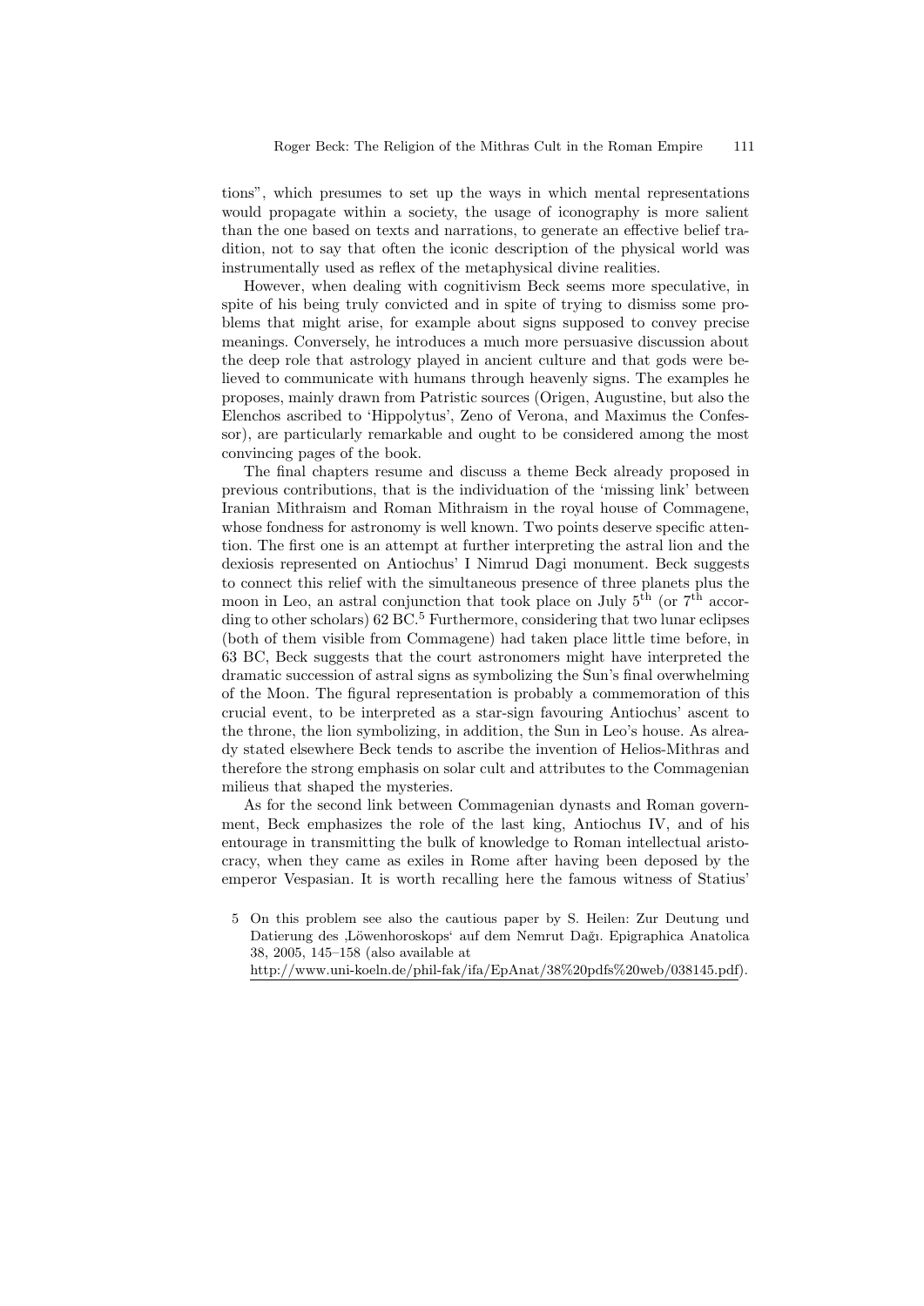tions", which presumes to set up the ways in which mental representations would propagate within a society, the usage of iconography is more salient than the one based on texts and narrations, to generate an effective belief tradition, not to say that often the iconic description of the physical world was instrumentally used as reflex of the metaphysical divine realities.

However, when dealing with cognitivism Beck seems more speculative, in spite of his being truly convicted and in spite of trying to dismiss some problems that might arise, for example about signs supposed to convey precise meanings. Conversely, he introduces a much more persuasive discussion about the deep role that astrology played in ancient culture and that gods were believed to communicate with humans through heavenly signs. The examples he proposes, mainly drawn from Patristic sources (Origen, Augustine, but also the Elenchos ascribed to 'Hippolytus', Zeno of Verona, and Maximus the Confessor), are particularly remarkable and ought to be considered among the most convincing pages of the book.

The final chapters resume and discuss a theme Beck already proposed in previous contributions, that is the individuation of the 'missing link' between Iranian Mithraism and Roman Mithraism in the royal house of Commagene, whose fondness for astronomy is well known. Two points deserve specific attention. The first one is an attempt at further interpreting the astral lion and the dexiosis represented on Antiochus' I Nimrud Dagi monument. Beck suggests to connect this relief with the simultaneous presence of three planets plus the moon in Leo, an astral conjunction that took place on July 5th (or 7th according to other scholars) 62 BC.[5] Furthermore, considering that two lunar eclipses (both of them visible from Commagene) had taken place little time before, in 63 BC, Beck suggests that the court astronomers might have interpreted the dramatic succession of astral signs as symbolizing the Sun's final overwhelming of the Moon. The figural representation is probably a commemoration of this crucial event, to be interpreted as a star-sign favouring Antiochus' ascent to the throne, the lion symbolizing, in addition, the Sun in Leo's house. As already stated elsewhere Beck tends to ascribe the invention of Helios-Mithras and therefore the strong emphasis on solar cult and attributes to the Commagenian milieus that shaped the mysteries.

As for the second link between Commagenian dynasts and Roman government, Beck emphasizes the role of the last king, Antiochus IV, and of his entourage in transmitting the bulk of knowledge to Roman intellectual aristocracy, when they came as exiles in Rome after having been deposed by the emperor Vespasian. It is worth recalling here the famous witness of Statius'

5 On this problem see also the cautious paper by S. Heilen: Zur Deutung und Datierung des ‚Löwenhoroskops' auf dem Nemrut Dağı. Epigraphica Anatolica 38, 2005, 145–158 (also available at http://www.uni-koeln.de/phil-fak/ifa/EpAnat/38%20pdfs%20web/038145.pdf).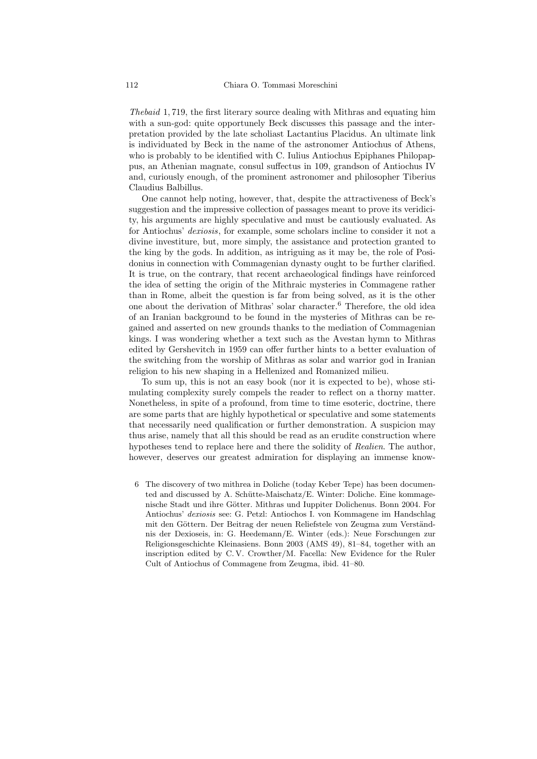*Thebaid* 1, 719, the first literary source dealing with Mithras and equating him with a sun-god: quite opportunely Beck discusses this passage and the interpretation provided by the late scholiast Lactantius Placidus. An ultimate link is individuated by Beck in the name of the astronomer Antiochus of Athens, who is probably to be identified with C. Iulius Antiochus Epiphanes Philopappus, an Athenian magnate, consul suffectus in 109, grandson of Antiochus IV and, curiously enough, of the prominent astronomer and philosopher Tiberius Claudius Balbillus.

One cannot help noting, however, that, despite the attractiveness of Beck's suggestion and the impressive collection of passages meant to prove its veridicity, his arguments are highly speculative and must be cautiously evaluated. As for Antiochus' *dexiosis*, for example, some scholars incline to consider it not a divine investiture, but, more simply, the assistance and protection granted to the king by the gods. In addition, as intriguing as it may be, the role of Posidonius in connection with Commagenian dynasty ought to be further clarified. It is true, on the contrary, that recent archaeological findings have reinforced the idea of setting the origin of the Mithraic mysteries in Commagene rather than in Rome, albeit the question is far from being solved, as it is the other one about the derivation of Mithras' solar character.[6] Therefore, the old idea of an Iranian background to be found in the mysteries of Mithras can be regained and asserted on new grounds thanks to the mediation of Commagenian kings. I was wondering whether a text such as the Avestan hymn to Mithras edited by Gershevitch in 1959 can offer further hints to a better evaluation of the switching from the worship of Mithras as solar and warrior god in Iranian religion to his new shaping in a Hellenized and Romanized milieu.

To sum up, this is not an easy book (nor it is expected to be), whose stimulating complexity surely compels the reader to reflect on a thorny matter. Nonetheless, in spite of a profound, from time to time esoteric, doctrine, there are some parts that are highly hypothetical or speculative and some statements that necessarily need qualification or further demonstration. A suspicion may thus arise, namely that all this should be read as an erudite construction where hypotheses tend to replace here and there the solidity of *Realien*. The author, however, deserves our greatest admiration for displaying an immense know-

6 The discovery of two mithrea in Doliche (today Keber Tepe) has been documented and discussed by A. Schütte-Maischatz/E. Winter: Doliche. Eine kommagenische Stadt und ihre Götter. Mithras und Iuppiter Dolichenus. Bonn 2004. For Antiochus' *dexiosis* see: G. Petzl: Antiochos I. von Kommagene im Handschlag mit den Göttern. Der Beitrag der neuen Reliefstele von Zeugma zum Verständnis der Dexioseis, in: G. Heedemann/E. Winter (eds.): Neue Forschungen zur Religionsgeschichte Kleinasiens. Bonn 2003 (AMS 49), 81–84, together with an inscription edited by C. V. Crowther/M. Facella: New Evidence for the Ruler Cult of Antiochus of Commagene from Zeugma, ibid. 41–80.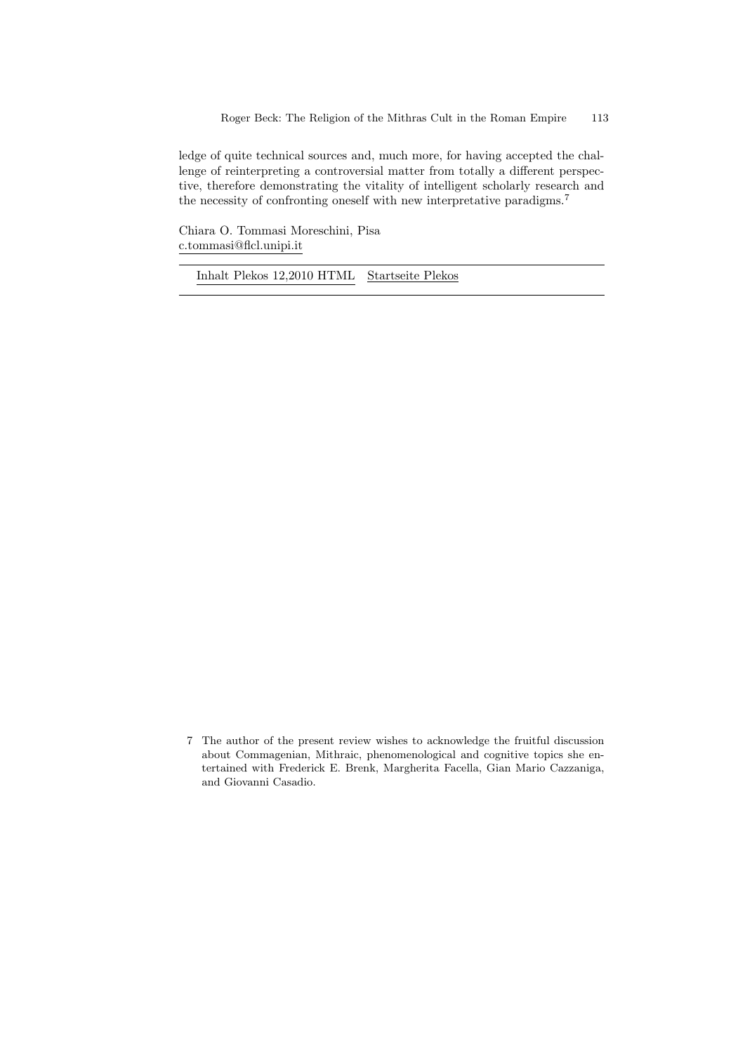ledge of quite technical sources and, much more, for having accepted the challenge of reinterpreting a controversial matter from totally a different perspective, therefore demonstrating the vitality of intelligent scholarly research and the necessity of confronting oneself with new interpretative paradigms.[7]

Chiara O. Tommasi Moreschini, Pisa
c.tommasi@flcl.unipi.it

---

Inhalt Plekos 12,2010 HTML   Startseite Plekos

---

7 The author of the present review wishes to acknowledge the fruitful discussion about Commagenian, Mithraic, phenomenological and cognitive topics she entertained with Frederick E. Brenk, Margherita Facella, Gian Mario Cazzaniga, and Giovanni Casadio.